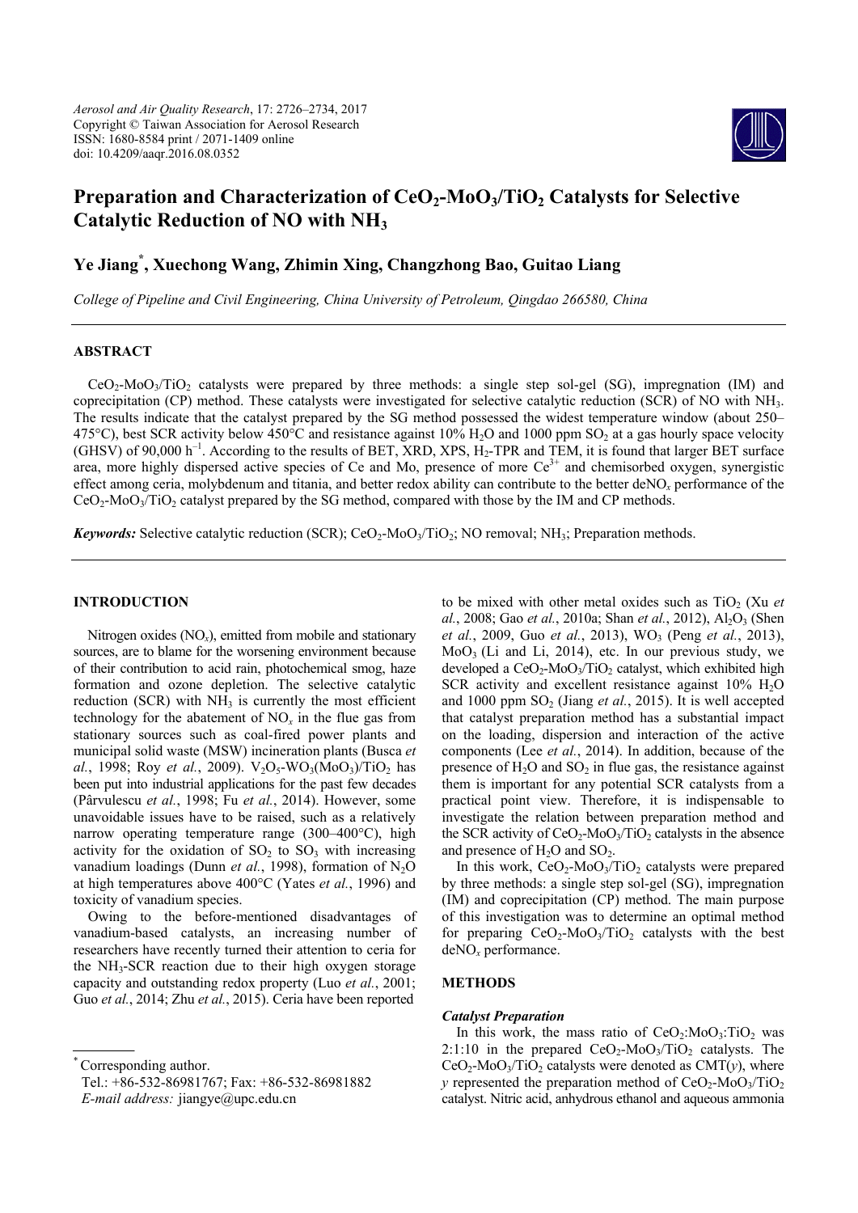# Preparation and Characterization of $CeO_2$-$MoO_3$/$TiO_2$ Catalysts for Selective Catalytic Reduction of NO with $NH_3$

**Ye Jiang*, Xuechong Wang, Zhimin Xing, Changzhong Bao, Guitao Liang**

*College of Pipeline and Civil Engineering, China University of Petroleum, Qingdao 266580, China*

## ABSTRACT

$CeO_2$-$MoO_3$/$TiO_2$ catalysts were prepared by three methods: a single step sol-gel (SG), impregnation (IM) and coprecipitation (CP) method. These catalysts were investigated for selective catalytic reduction (SCR) of NO with $NH_3$. The results indicate that the catalyst prepared by the SG method possessed the widest temperature window (about 250–475°C), best SCR activity below 450°C and resistance against 10% $H_2O$ and 1000 ppm $SO_2$ at a gas hourly space velocity (GHSV) of 90,000 $h^{-1}$. According to the results of BET, XRD, XPS, $H_2$-TPR and TEM, it is found that larger BET surface area, more highly dispersed active species of Ce and Mo, presence of more $Ce^{3+}$ and chemisorbed oxygen, synergistic effect among ceria, molybdenum and titania, and better redox ability can contribute to the better de$NO_x$ performance of the $CeO_2$-$MoO_3$/$TiO_2$ catalyst prepared by the SG method, compared with those by the IM and CP methods.

***Keywords:*** Selective catalytic reduction (SCR); $CeO_2$-$MoO_3$/$TiO_2$; NO removal; $NH_3$; Preparation methods.

## INTRODUCTION

Nitrogen oxides ($NO_x$), emitted from mobile and stationary sources, are to blame for the worsening environment because of their contribution to acid rain, photochemical smog, haze formation and ozone depletion. The selective catalytic reduction (SCR) with $NH_3$ is currently the most efficient technology for the abatement of $NO_x$ in the flue gas from stationary sources such as coal-fired power plants and municipal solid waste (MSW) incineration plants (Busca *et al.*, 1998; Roy *et al.*, 2009). $V_2O_5$-$WO_3$($MoO_3$)/$TiO_2$ has been put into industrial applications for the past few decades (Pârvulescu *et al.*, 1998; Fu *et al.*, 2014). However, some unavoidable issues have to be raised, such as a relatively narrow operating temperature range (300–400°C), high activity for the oxidation of $SO_2$ to $SO_3$ with increasing vanadium loadings (Dunn *et al.*, 1998), formation of $N_2O$ at high temperatures above 400°C (Yates *et al.*, 1996) and toxicity of vanadium species.

Owing to the before-mentioned disadvantages of vanadium-based catalysts, an increasing number of researchers have recently turned their attention to ceria for the $NH_3$-SCR reaction due to their high oxygen storage capacity and outstanding redox property (Luo *et al.*, 2001; Guo *et al.*, 2014; Zhu *et al.*, 2015). Ceria have been reported to be mixed with other metal oxides such as $TiO_2$ (Xu *et al.*, 2008; Gao *et al.*, 2010a; Shan *et al.*, 2012), $Al_2O_3$ (Shen *et al.*, 2009, Guo *et al.*, 2013), $WO_3$ (Peng *et al.*, 2013), $MoO_3$ (Li and Li, 2014), etc. In our previous study, we developed a $CeO_2$-$MoO_3$/$TiO_2$ catalyst, which exhibited high SCR activity and excellent resistance against 10% $H_2O$ and 1000 ppm $SO_2$ (Jiang *et al.*, 2015). It is well accepted that catalyst preparation method has a substantial impact on the loading, dispersion and interaction of the active components (Lee *et al.*, 2014). In addition, because of the presence of $H_2O$ and $SO_2$ in flue gas, the resistance against them is important for any potential SCR catalysts from a practical point view. Therefore, it is indispensable to investigate the relation between preparation method and the SCR activity of $CeO_2$-$MoO_3$/$TiO_2$ catalysts in the absence and presence of $H_2O$ and $SO_2$.

In this work, $CeO_2$-$MoO_3$/$TiO_2$ catalysts were prepared by three methods: a single step sol-gel (SG), impregnation (IM) and coprecipitation (CP) method. The main purpose of this investigation was to determine an optimal method for preparing $CeO_2$-$MoO_3$/$TiO_2$ catalysts with the best de$NO_x$ performance.

## METHODS

### *Catalyst Preparation*

In this work, the mass ratio of $CeO_2$:$MoO_3$:$TiO_2$ was 2:1:10 in the prepared $CeO_2$-$MoO_3$/$TiO_2$ catalysts. The $CeO_2$-$MoO_3$/$TiO_2$ catalysts were denoted as CMT($y$), where $y$ represented the preparation method of $CeO_2$-$MoO_3$/$TiO_2$ catalyst. Nitric acid, anhydrous ethanol and aqueous ammonia

---

* Corresponding author.
Tel.: +86-532-86981767; Fax: +86-532-86981882
*E-mail address:* jiangye@upc.edu.cn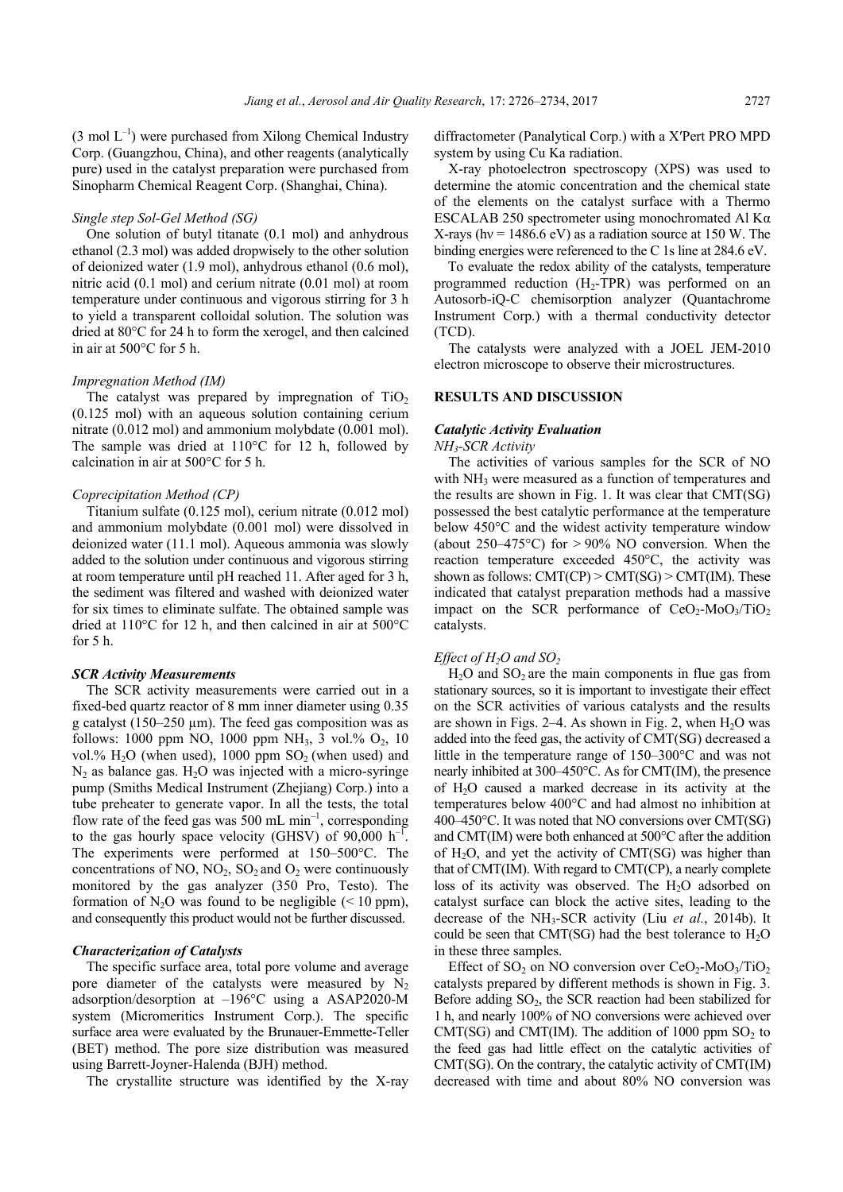($3\ mol\ L^{-1}$) were purchased from Xilong Chemical Industry Corp. (Guangzhou, China), and other reagents (analytically pure) used in the catalyst preparation were purchased from Sinopharm Chemical Reagent Corp. (Shanghai, China).

### *Single step Sol-Gel Method (SG)*

One solution of butyl titanate (0.1 mol) and anhydrous ethanol (2.3 mol) was added dropwisely to the other solution of deionized water (1.9 mol), anhydrous ethanol (0.6 mol), nitric acid (0.1 mol) and cerium nitrate (0.01 mol) at room temperature under continuous and vigorous stirring for 3 h to yield a transparent colloidal solution. The solution was dried at 80°C for 24 h to form the xerogel, and then calcined in air at 500°C for 5 h.

### *Impregnation Method (IM)*

The catalyst was prepared by impregnation of $TiO_2$ (0.125 mol) with an aqueous solution containing cerium nitrate (0.012 mol) and ammonium molybdate (0.001 mol). The sample was dried at 110°C for 12 h, followed by calcination in air at 500°C for 5 h.

### *Coprecipitation Method (CP)*

Titanium sulfate (0.125 mol), cerium nitrate (0.012 mol) and ammonium molybdate (0.001 mol) were dissolved in deionized water (11.1 mol). Aqueous ammonia was slowly added to the solution under continuous and vigorous stirring at room temperature until pH reached 11. After aged for 3 h, the sediment was filtered and washed with deionized water for six times to eliminate sulfate. The obtained sample was dried at 110°C for 12 h, and then calcined in air at 500°C for 5 h.

## ***SCR Activity Measurements***

The SCR activity measurements were carried out in a fixed-bed quartz reactor of 8 mm inner diameter using 0.35 g catalyst (150–250 µm). The feed gas composition was as follows: 1000 ppm NO, 1000 ppm $NH_3$, 3 vol.% $O_2$, 10 vol.% $H_2O$ (when used), 1000 ppm $SO_2$ (when used) and $N_2$ as balance gas. $H_2O$ was injected with a micro-syringe pump (Smiths Medical Instrument (Zhejiang) Corp.) into a tube preheater to generate vapor. In all the tests, the total flow rate of the feed gas was 500 mL $min^{-1}$, corresponding to the gas hourly space velocity (GHSV) of 90,000 $h^{-1}$. The experiments were performed at 150–500°C. The concentrations of NO, $NO_2$, $SO_2$ and $O_2$ were continuously monitored by the gas analyzer (350 Pro, Testo). The formation of $N_2O$ was found to be negligible (< 10 ppm), and consequently this product would not be further discussed.

## ***Characterization of Catalysts***

The specific surface area, total pore volume and average pore diameter of the catalysts were measured by $N_2$ adsorption/desorption at –196°C using a ASAP2020-M system (Micromeritics Instrument Corp.). The specific surface area were evaluated by the Brunauer-Emmette-Teller (BET) method. The pore size distribution was measured using Barrett-Joyner-Halenda (BJH) method.

The crystallite structure was identified by the X-ray diffractometer (Panalytical Corp.) with a X′Pert PRO MPD system by using Cu Ka radiation.

X-ray photoelectron spectroscopy (XPS) was used to determine the atomic concentration and the chemical state of the elements on the catalyst surface with a Thermo ESCALAB 250 spectrometer using monochromated Al Kα X-rays (hν = 1486.6 eV) as a radiation source at 150 W. The binding energies were referenced to the C 1s line at 284.6 eV.

To evaluate the redox ability of the catalysts, temperature programmed reduction ($H_2$-TPR) was performed on an Autosorb-iQ-C chemisorption analyzer (Quantachrome Instrument Corp.) with a thermal conductivity detector (TCD).

The catalysts were analyzed with a JOEL JEM-2010 electron microscope to observe their microstructures.

# RESULTS AND DISCUSSION

## ***Catalytic Activity Evaluation***

### *$NH_3$-SCR Activity*

The activities of various samples for the SCR of NO with $NH_3$ were measured as a function of temperatures and the results are shown in Fig. 1. It was clear that CMT(SG) possessed the best catalytic performance at the temperature below 450°C and the widest activity temperature window (about 250–475°C) for > 90% NO conversion. When the reaction temperature exceeded 450°C, the activity was shown as follows: CMT(CP) > CMT(SG) > CMT(IM). These indicated that catalyst preparation methods had a massive impact on the SCR performance of $CeO_2$-$MoO_3$/$TiO_2$ catalysts.

### *Effect of $H_2O$ and $SO_2$*

$H_2O$ and $SO_2$ are the main components in flue gas from stationary sources, so it is important to investigate their effect on the SCR activities of various catalysts and the results are shown in Figs. 2–4. As shown in Fig. 2, when $H_2O$ was added into the feed gas, the activity of CMT(SG) decreased a little in the temperature range of 150–300°C and was not nearly inhibited at 300–450°C. As for CMT(IM), the presence of $H_2O$ caused a marked decrease in its activity at the temperatures below 400°C and had almost no inhibition at 400–450°C. It was noted that NO conversions over CMT(SG) and CMT(IM) were both enhanced at 500°C after the addition of $H_2O$, and yet the activity of CMT(SG) was higher than that of CMT(IM). With regard to CMT(CP), a nearly complete loss of its activity was observed. The $H_2O$ adsorbed on catalyst surface can block the active sites, leading to the decrease of the $NH_3$-SCR activity (Liu *et al.*, 2014b). It could be seen that CMT(SG) had the best tolerance to $H_2O$ in these three samples.

Effect of $SO_2$ on NO conversion over $CeO_2$-$MoO_3$/$TiO_2$ catalysts prepared by different methods is shown in Fig. 3. Before adding $SO_2$, the SCR reaction had been stabilized for 1 h, and nearly 100% of NO conversions were achieved over CMT(SG) and CMT(IM). The addition of 1000 ppm $SO_2$ to the feed gas had little effect on the catalytic activities of CMT(SG). On the contrary, the catalytic activity of CMT(IM) decreased with time and about 80% NO conversion was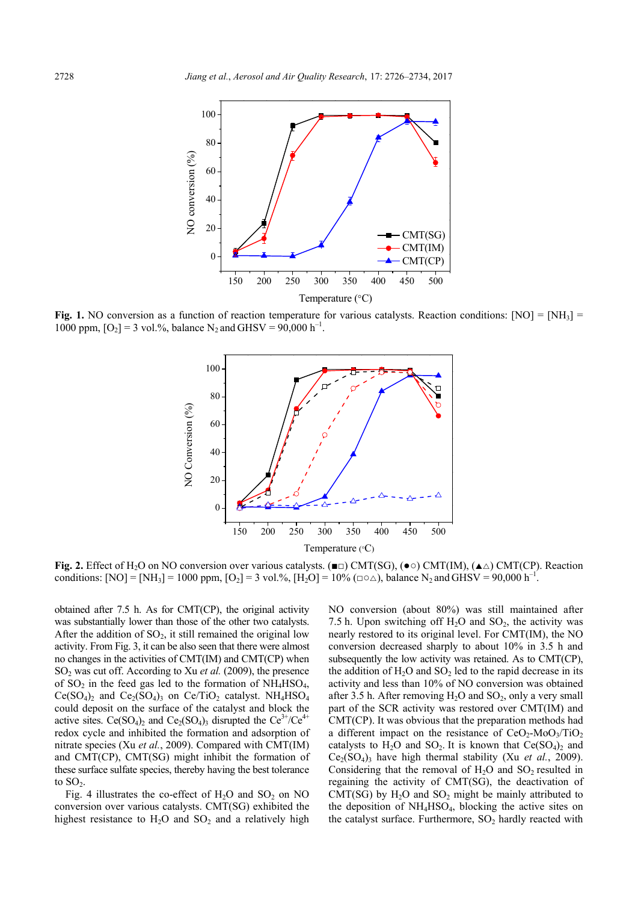**Fig. 1.** NO conversion as a function of reaction temperature for various catalysts. Reaction conditions: [NO] = [$NH_3$] = 1000 ppm, [$O_2$] = 3 vol.%, balance $N_2$ and GHSV = 90,000 $h^{-1}$.

**Fig. 2.** Effect of $H_2O$ on NO conversion over various catalysts. (■□) CMT(SG), (●○) CMT(IM), (▲△) CMT(CP). Reaction conditions: [NO] = [$NH_3$] = 1000 ppm, [$O_2$] = 3 vol.%, [$H_2O$] = 10% (□○△), balance $N_2$ and GHSV = 90,000 $h^{-1}$.

obtained after 7.5 h. As for CMT(CP), the original activity was substantially lower than those of the other two catalysts. After the addition of $SO_2$, it still remained the original low activity. From Fig. 3, it can be also seen that there were almost no changes in the activities of CMT(IM) and CMT(CP) when $SO_2$ was cut off. According to Xu *et al.* (2009), the presence of $SO_2$ in the feed gas led to the formation of $NH_4HSO_4$, $Ce(SO_4)_2$ and $Ce_2(SO_4)_3$ on Ce/$TiO_2$ catalyst. $NH_4HSO_4$ could deposit on the surface of the catalyst and block the active sites. $Ce(SO_4)_2$ and $Ce_2(SO_4)_3$ disrupted the $Ce^{3+}/Ce^{4+}$ redox cycle and inhibited the formation and adsorption of nitrate species (Xu *et al.*, 2009). Compared with CMT(IM) and CMT(CP), CMT(SG) might inhibit the formation of these surface sulfate species, thereby having the best tolerance to $SO_2$.

Fig. 4 illustrates the co-effect of $H_2O$ and $SO_2$ on NO conversion over various catalysts. CMT(SG) exhibited the highest resistance to $H_2O$ and $SO_2$ and a relatively high NO conversion (about 80%) was still maintained after 7.5 h. Upon switching off $H_2O$ and $SO_2$, the activity was nearly restored to its original level. For CMT(IM), the NO conversion decreased sharply to about 10% in 3.5 h and subsequently the low activity was retained. As to CMT(CP), the addition of $H_2O$ and $SO_2$ led to the rapid decrease in its activity and less than 10% of NO conversion was obtained after 3.5 h. After removing $H_2O$ and $SO_2$, only a very small part of the SCR activity was restored over CMT(IM) and CMT(CP). It was obvious that the preparation methods had a different impact on the resistance of $CeO_2$-$MoO_3$/$TiO_2$ catalysts to $H_2O$ and $SO_2$. It is known that $Ce(SO_4)_2$ and $Ce_2(SO_4)_3$ have high thermal stability (Xu *et al.*, 2009). Considering that the removal of $H_2O$ and $SO_2$ resulted in regaining the activity of CMT(SG), the deactivation of CMT(SG) by $H_2O$ and $SO_2$ might be mainly attributed to the deposition of $NH_4HSO_4$, blocking the active sites on the catalyst surface. Furthermore, $SO_2$ hardly reacted with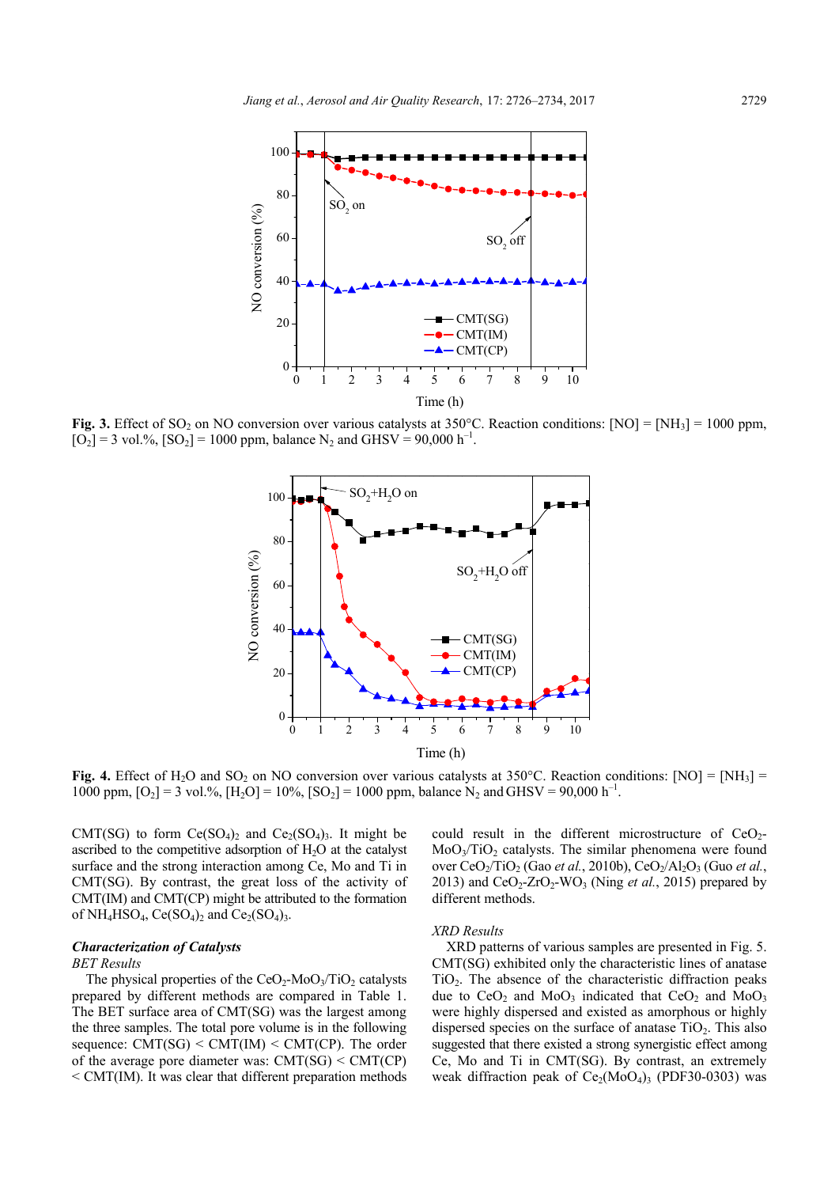Fig. 3. Effect of $SO_2$ on NO conversion over various catalysts at 350°C. Reaction conditions: [NO] = [$NH_3$] = 1000 ppm, [$O_2$] = 3 vol.%, [$SO_2$] = 1000 ppm, balance $N_2$ and GHSV = 90,000 $h^{-1}$.

Fig. 4. Effect of $H_2O$ and $SO_2$ on NO conversion over various catalysts at 350°C. Reaction conditions: [NO] = [$NH_3$] = 1000 ppm, [$O_2$] = 3 vol.%, [$H_2O$] = 10%, [$SO_2$] = 1000 ppm, balance $N_2$ and GHSV = 90,000 $h^{-1}$.

CMT(SG) to form $Ce(SO_4)_2$ and $Ce_2(SO_4)_3$. It might be ascribed to the competitive adsorption of $H_2O$ at the catalyst surface and the strong interaction among Ce, Mo and Ti in CMT(SG). By contrast, the great loss of the activity of CMT(IM) and CMT(CP) might be attributed to the formation of $NH_4HSO_4$, $Ce(SO_4)_2$ and $Ce_2(SO_4)_3$.

### *Characterization of Catalysts*

*BET Results*

The physical properties of the $CeO_2$-$MoO_3$/$TiO_2$ catalysts prepared by different methods are compared in Table 1. The BET surface area of CMT(SG) was the largest among the three samples. The total pore volume is in the following sequence: CMT(SG) < CMT(IM) < CMT(CP). The order of the average pore diameter was: CMT(SG) < CMT(CP) < CMT(IM). It was clear that different preparation methods could result in the different microstructure of $CeO_2$-$MoO_3$/$TiO_2$ catalysts. The similar phenomena were found over $CeO_2$/$TiO_2$ (Gao *et al.*, 2010b), $CeO_2$/$Al_2O_3$ (Guo *et al.*, 2013) and $CeO_2$-$ZrO_2$-$WO_3$ (Ning *et al.*, 2015) prepared by different methods.

*XRD Results*

XRD patterns of various samples are presented in Fig. 5. CMT(SG) exhibited only the characteristic lines of anatase $TiO_2$. The absence of the characteristic diffraction peaks due to $CeO_2$ and $MoO_3$ indicated that $CeO_2$ and $MoO_3$ were highly dispersed and existed as amorphous or highly dispersed species on the surface of anatase $TiO_2$. This also suggested that there existed a strong synergistic effect among Ce, Mo and Ti in CMT(SG). By contrast, an extremely weak diffraction peak of $Ce_2(MoO_4)_3$ (PDF30-0303) was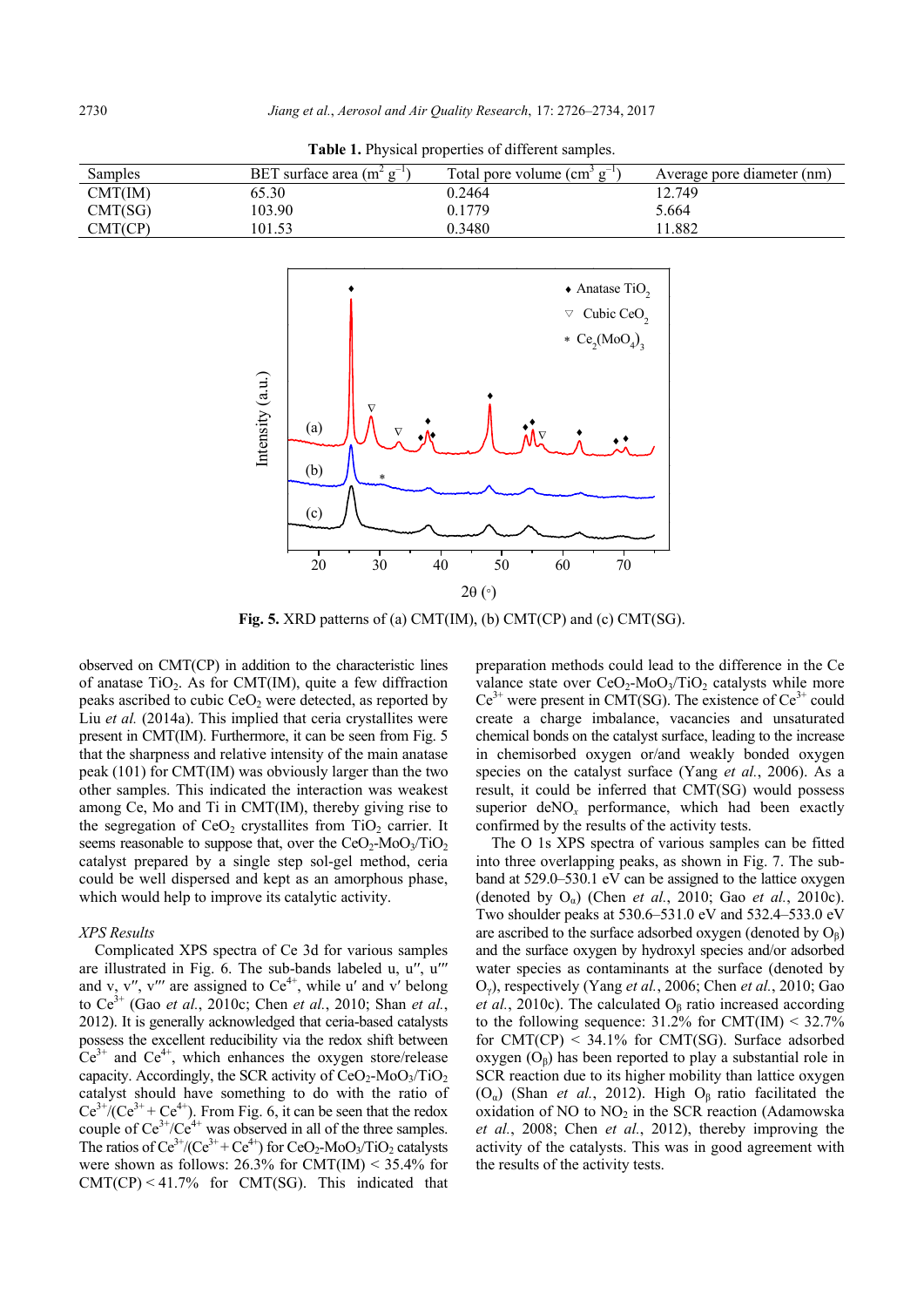**Table 1.** Physical properties of different samples.

| Samples | BET surface area ($m^2$ $g^{-1}$) | Total pore volume ($cm^3$ $g^{-1}$) | Average pore diameter (nm) |
|---|---|---|---|
| CMT(IM) | 65.30 | 0.2464 | 12.749 |
| CMT(SG) | 103.90 | 0.1779 | 5.664 |
| CMT(CP) | 101.53 | 0.3480 | 11.882 |

**Fig. 5.** XRD patterns of (a) CMT(IM), (b) CMT(CP) and (c) CMT(SG).

observed on CMT(CP) in addition to the characteristic lines of anatase $TiO_2$. As for CMT(IM), quite a few diffraction peaks ascribed to cubic $CeO_2$ were detected, as reported by Liu *et al.* (2014a). This implied that ceria crystallites were present in CMT(IM). Furthermore, it can be seen from Fig. 5 that the sharpness and relative intensity of the main anatase peak (101) for CMT(IM) was obviously larger than the two other samples. This indicated the interaction was weakest among Ce, Mo and Ti in CMT(IM), thereby giving rise to the segregation of $CeO_2$ crystallites from $TiO_2$ carrier. It seems reasonable to suppose that, over the $CeO_2$-$MoO_3$/$TiO_2$ catalyst prepared by a single step sol-gel method, ceria could be well dispersed and kept as an amorphous phase, which would help to improve its catalytic activity.

### *XPS Results*

Complicated XPS spectra of Ce 3d for various samples are illustrated in Fig. 6. The sub-bands labeled u, u″, u‴ and v, v″, v‴ are assigned to $Ce^{4+}$, while u′ and v′ belong to $Ce^{3+}$ (Gao *et al.*, 2010c; Chen *et al.*, 2010; Shan *et al.*, 2012). It is generally acknowledged that ceria-based catalysts possess the excellent reducibility via the redox shift between $Ce^{3+}$ and $Ce^{4+}$, which enhances the oxygen store/release capacity. Accordingly, the SCR activity of $CeO_2$-$MoO_3$/$TiO_2$ catalyst should have something to do with the ratio of $Ce^{3+}/(Ce^{3+} + Ce^{4+})$. From Fig. 6, it can be seen that the redox couple of $Ce^{3+}/Ce^{4+}$ was observed in all of the three samples. The ratios of $Ce^{3+}/(Ce^{3+} + Ce^{4+})$ for $CeO_2$-$MoO_3$/$TiO_2$ catalysts were shown as follows: 26.3% for CMT(IM) < 35.4% for CMT(CP) < 41.7% for CMT(SG). This indicated that preparation methods could lead to the difference in the Ce valance state over $CeO_2$-$MoO_3$/$TiO_2$ catalysts while more $Ce^{3+}$ were present in CMT(SG). The existence of $Ce^{3+}$ could create a charge imbalance, vacancies and unsaturated chemical bonds on the catalyst surface, leading to the increase in chemisorbed oxygen or/and weakly bonded oxygen species on the catalyst surface (Yang *et al.*, 2006). As a result, it could be inferred that CMT(SG) would possess superior de$NO_x$ performance, which had been exactly confirmed by the results of the activity tests.

The O 1s XPS spectra of various samples can be fitted into three overlapping peaks, as shown in Fig. 7. The sub-band at 529.0–530.1 eV can be assigned to the lattice oxygen (denoted by $O_\alpha$) (Chen *et al.*, 2010; Gao *et al.*, 2010c). Two shoulder peaks at 530.6–531.0 eV and 532.4–533.0 eV are ascribed to the surface adsorbed oxygen (denoted by $O_\beta$) and the surface oxygen by hydroxyl species and/or adsorbed water species as contaminants at the surface (denoted by $O_\gamma$), respectively (Yang *et al.*, 2006; Chen *et al.*, 2010; Gao *et al.*, 2010c). The calculated $O_\beta$ ratio increased according to the following sequence: 31.2% for CMT(IM) < 32.7% for CMT(CP) < 34.1% for CMT(SG). Surface adsorbed oxygen ($O_\beta$) has been reported to play a substantial role in SCR reaction due to its higher mobility than lattice oxygen ($O_\alpha$) (Shan *et al.*, 2012). High $O_\beta$ ratio facilitated the oxidation of NO to $NO_2$ in the SCR reaction (Adamowska *et al.*, 2008; Chen *et al.*, 2012), thereby improving the activity of the catalysts. This was in good agreement with the results of the activity tests.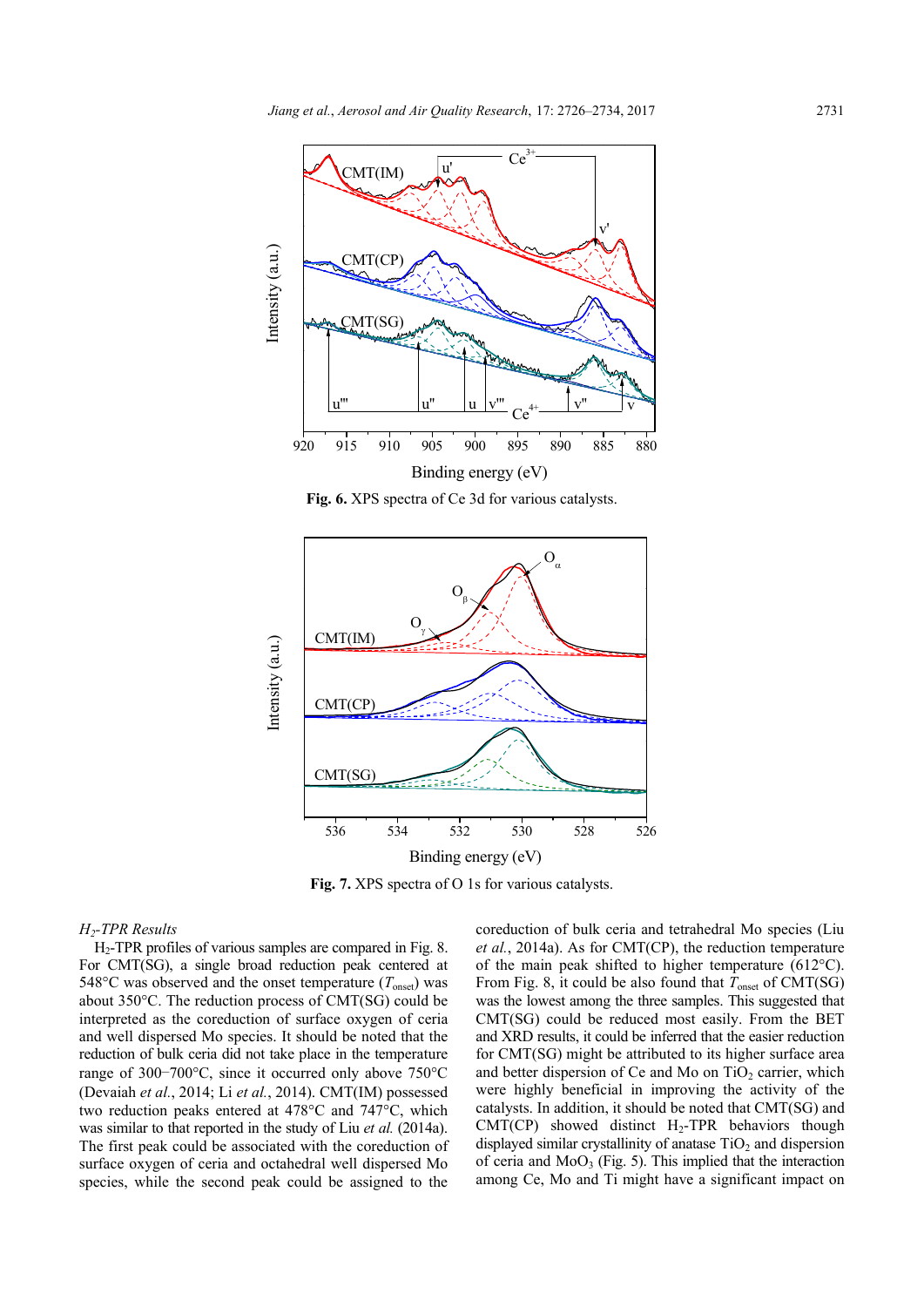Fig. 6. XPS spectra of Ce 3d for various catalysts.

Fig. 7. XPS spectra of O 1s for various catalysts.

### *$H_2$-TPR Results*

$H_2$-TPR profiles of various samples are compared in Fig. 8. For CMT(SG), a single broad reduction peak centered at 548°C was observed and the onset temperature ($T_{onset}$) was about 350°C. The reduction process of CMT(SG) could be interpreted as the coreduction of surface oxygen of ceria and well dispersed Mo species. It should be noted that the reduction of bulk ceria did not take place in the temperature range of 300–700°C, since it occurred only above 750°C (Devaiah *et al.*, 2014; Li *et al.*, 2014). CMT(IM) possessed two reduction peaks entered at 478°C and 747°C, which was similar to that reported in the study of Liu *et al.* (2014a). The first peak could be associated with the coreduction of surface oxygen of ceria and octahedral well dispersed Mo species, while the second peak could be assigned to the coreduction of bulk ceria and tetrahedral Mo species (Liu *et al.*, 2014a). As for CMT(CP), the reduction temperature of the main peak shifted to higher temperature (612°C). From Fig. 8, it could be also found that $T_{onset}$ of CMT(SG) was the lowest among the three samples. This suggested that CMT(SG) could be reduced most easily. From the BET and XRD results, it could be inferred that the easier reduction for CMT(SG) might be attributed to its higher surface area and better dispersion of Ce and Mo on $TiO_2$ carrier, which were highly beneficial in improving the activity of the catalysts. In addition, it should be noted that CMT(SG) and CMT(CP) showed distinct $H_2$-TPR behaviors though displayed similar crystallinity of anatase $TiO_2$ and dispersion of ceria and $MoO_3$ (Fig. 5). This implied that the interaction among Ce, Mo and Ti might have a significant impact on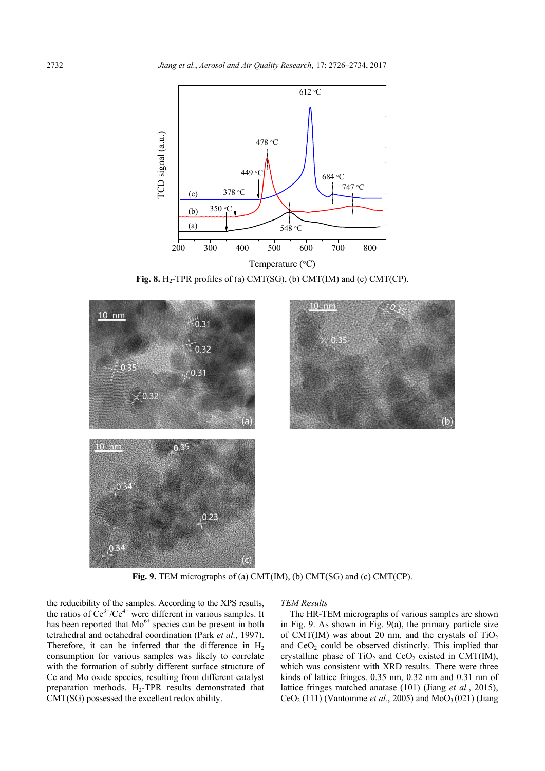**Fig. 8.** $H_2$-TPR profiles of (a) CMT(SG), (b) CMT(IM) and (c) CMT(CP).

**Fig. 9.** TEM micrographs of (a) CMT(IM), (b) CMT(SG) and (c) CMT(CP).

the reducibility of the samples. According to the XPS results, the ratios of $Ce^{3+}/Ce^{4+}$ were different in various samples. It has been reported that $Mo^{6+}$ species can be present in both tetrahedral and octahedral coordination (Park *et al.*, 1997). Therefore, it can be inferred that the difference in $H_2$ consumption for various samples was likely to correlate with the formation of subtly different surface structure of Ce and Mo oxide species, resulting from different catalyst preparation methods. $H_2$-TPR results demonstrated that CMT(SG) possessed the excellent redox ability.

### *TEM Results*

The HR-TEM micrographs of various samples are shown in Fig. 9. As shown in Fig. 9(a), the primary particle size of CMT(IM) was about 20 nm, and the crystals of $TiO_2$ and $CeO_2$ could be observed distinctly. This implied that crystalline phase of $TiO_2$ and $CeO_2$ existed in CMT(IM), which was consistent with XRD results. There were three kinds of lattice fringes. 0.35 nm, 0.32 nm and 0.31 nm of lattice fringes matched anatase (101) (Jiang *et al.*, 2015), $CeO_2$ (111) (Vantomme *et al.*, 2005) and $MoO_3$ (021) (Jiang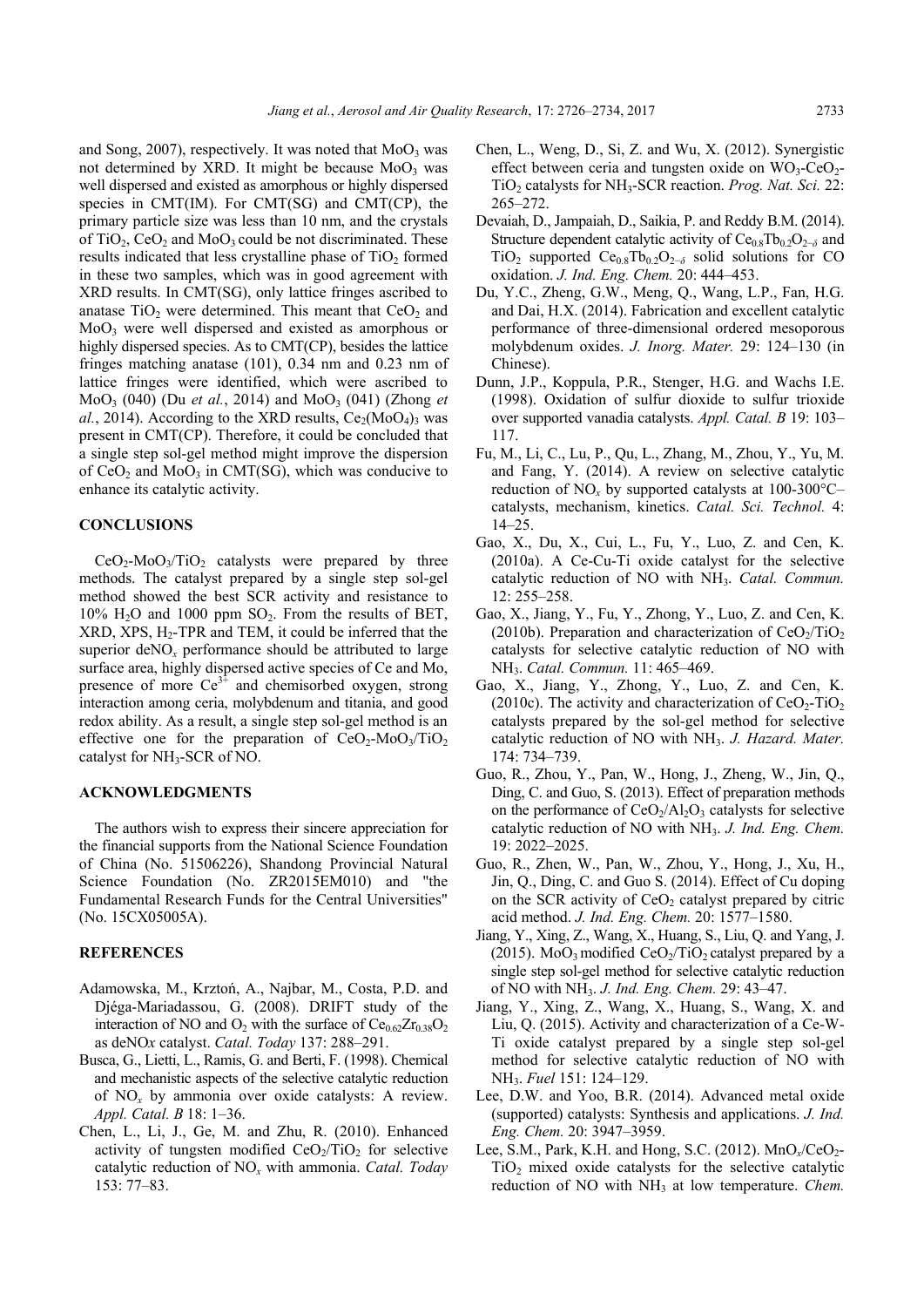and Song, 2007), respectively. It was noted that $MoO_3$ was not determined by XRD. It might be because $MoO_3$ was well dispersed and existed as amorphous or highly dispersed species in CMT(IM). For CMT(SG) and CMT(CP), the primary particle size was less than 10 nm, and the crystals of $TiO_2$, $CeO_2$ and $MoO_3$ could be not discriminated. These results indicated that less crystalline phase of $TiO_2$ formed in these two samples, which was in good agreement with XRD results. In CMT(SG), only lattice fringes ascribed to anatase $TiO_2$ were determined. This meant that $CeO_2$ and $MoO_3$ were well dispersed and existed as amorphous or highly dispersed species. As to CMT(CP), besides the lattice fringes matching anatase (101), 0.34 nm and 0.23 nm of lattice fringes were identified, which were ascribed to $MoO_3$ (040) (Du *et al.*, 2014) and $MoO_3$ (041) (Zhong *et al.*, 2014). According to the XRD results, $Ce_2(MoO_4)_3$ was present in CMT(CP). Therefore, it could be concluded that a single step sol-gel method might improve the dispersion of $CeO_2$ and $MoO_3$ in CMT(SG), which was conducive to enhance its catalytic activity.

## CONCLUSIONS

$CeO_2$-$MoO_3$/$TiO_2$ catalysts were prepared by three methods. The catalyst prepared by a single step sol-gel method showed the best SCR activity and resistance to 10% $H_2O$ and 1000 ppm $SO_2$. From the results of BET, XRD, XPS, $H_2$-TPR and TEM, it could be inferred that the superior de$NO_x$ performance should be attributed to large surface area, highly dispersed active species of Ce and Mo, presence of more $Ce^{3+}$ and chemisorbed oxygen, strong interaction among ceria, molybdenum and titania, and good redox ability. As a result, a single step sol-gel method is an effective one for the preparation of $CeO_2$-$MoO_3$/$TiO_2$ catalyst for $NH_3$-SCR of NO.

## ACKNOWLEDGMENTS

The authors wish to express their sincere appreciation for the financial supports from the National Science Foundation of China (No. 51506226), Shandong Provincial Natural Science Foundation (No. ZR2015EM010) and "the Fundamental Research Funds for the Central Universities" (No. 15CX05005A).

## REFERENCES

Adamowska, M., Krztoń, A., Najbar, M., Costa, P.D. and Djéga-Mariadassou, G. (2008). DRIFT study of the interaction of NO and $O_2$ with the surface of $Ce_{0.62}Zr_{0.38}O_2$ as de$NO_x$ catalyst. *Catal. Today* 137: 288–291.

Busca, G., Lietti, L., Ramis, G. and Berti, F. (1998). Chemical and mechanistic aspects of the selective catalytic reduction of $NO_x$ by ammonia over oxide catalysts: A review. *Appl. Catal. B* 18: 1–36.

Chen, L., Li, J., Ge, M. and Zhu, R. (2010). Enhanced activity of tungsten modified $CeO_2$/$TiO_2$ for selective catalytic reduction of $NO_x$ with ammonia. *Catal. Today* 153: 77–83.

Chen, L., Weng, D., Si, Z. and Wu, X. (2012). Synergistic effect between ceria and tungsten oxide on $WO_3$-$CeO_2$-$TiO_2$ catalysts for $NH_3$-SCR reaction. *Prog. Nat. Sci.* 22: 265–272.

Devaiah, D., Jampaiah, D., Saikia, P. and Reddy B.M. (2014). Structure dependent catalytic activity of $Ce_{0.8}Tb_{0.2}O_{2-\delta}$ and $TiO_2$ supported $Ce_{0.8}Tb_{0.2}O_{2-\delta}$ solid solutions for CO oxidation. *J. Ind. Eng. Chem.* 20: 444–453.

Du, Y.C., Zheng, G.W., Meng, Q., Wang, L.P., Fan, H.G. and Dai, H.X. (2014). Fabrication and excellent catalytic performance of three-dimensional ordered mesoporous molybdenum oxides. *J. Inorg. Mater.* 29: 124–130 (in Chinese).

Dunn, J.P., Koppula, P.R., Stenger, H.G. and Wachs I.E. (1998). Oxidation of sulfur dioxide to sulfur trioxide over supported vanadia catalysts. *Appl. Catal. B* 19: 103–117.

Fu, M., Li, C., Lu, P., Qu, L., Zhang, M., Zhou, Y., Yu, M. and Fang, Y. (2014). A review on selective catalytic reduction of $NO_x$ by supported catalysts at 100-300°C–catalysts, mechanism, kinetics. *Catal. Sci. Technol.* 4: 14–25.

Gao, X., Du, X., Cui, L., Fu, Y., Luo, Z. and Cen, K. (2010a). A Ce-Cu-Ti oxide catalyst for the selective catalytic reduction of NO with $NH_3$. *Catal. Commun.* 12: 255–258.

Gao, X., Jiang, Y., Fu, Y., Zhong, Y., Luo, Z. and Cen, K. (2010b). Preparation and characterization of $CeO_2$/$TiO_2$ catalysts for selective catalytic reduction of NO with $NH_3$. *Catal. Commun.* 11: 465–469.

Gao, X., Jiang, Y., Zhong, Y., Luo, Z. and Cen, K. (2010c). The activity and characterization of $CeO_2$-$TiO_2$ catalysts prepared by the sol-gel method for selective catalytic reduction of NO with $NH_3$. *J. Hazard. Mater.* 174: 734–739.

Guo, R., Zhou, Y., Pan, W., Hong, J., Zheng, W., Jin, Q., Ding, C. and Guo, S. (2013). Effect of preparation methods on the performance of $CeO_2$/$Al_2O_3$ catalysts for selective catalytic reduction of NO with $NH_3$. *J. Ind. Eng. Chem.* 19: 2022–2025.

Guo, R., Zhen, W., Pan, W., Zhou, Y., Hong, J., Xu, H., Jin, Q., Ding, C. and Guo S. (2014). Effect of Cu doping on the SCR activity of $CeO_2$ catalyst prepared by citric acid method. *J. Ind. Eng. Chem.* 20: 1577–1580.

Jiang, Y., Xing, Z., Wang, X., Huang, S., Liu, Q. and Yang, J. (2015). $MoO_3$ modified $CeO_2$/$TiO_2$ catalyst prepared by a single step sol-gel method for selective catalytic reduction of NO with $NH_3$. *J. Ind. Eng. Chem.* 29: 43–47.

Jiang, Y., Xing, Z., Wang, X., Huang, S., Wang, X. and Liu, Q. (2015). Activity and characterization of a Ce-W-Ti oxide catalyst prepared by a single step sol-gel method for selective catalytic reduction of NO with $NH_3$. *Fuel* 151: 124–129.

Lee, D.W. and Yoo, B.R. (2014). Advanced metal oxide (supported) catalysts: Synthesis and applications. *J. Ind. Eng. Chem.* 20: 3947–3959.

Lee, S.M., Park, K.H. and Hong, S.C. (2012). $MnO_x$/$CeO_2$-$TiO_2$ mixed oxide catalysts for the selective catalytic reduction of NO with $NH_3$ at low temperature. *Chem.*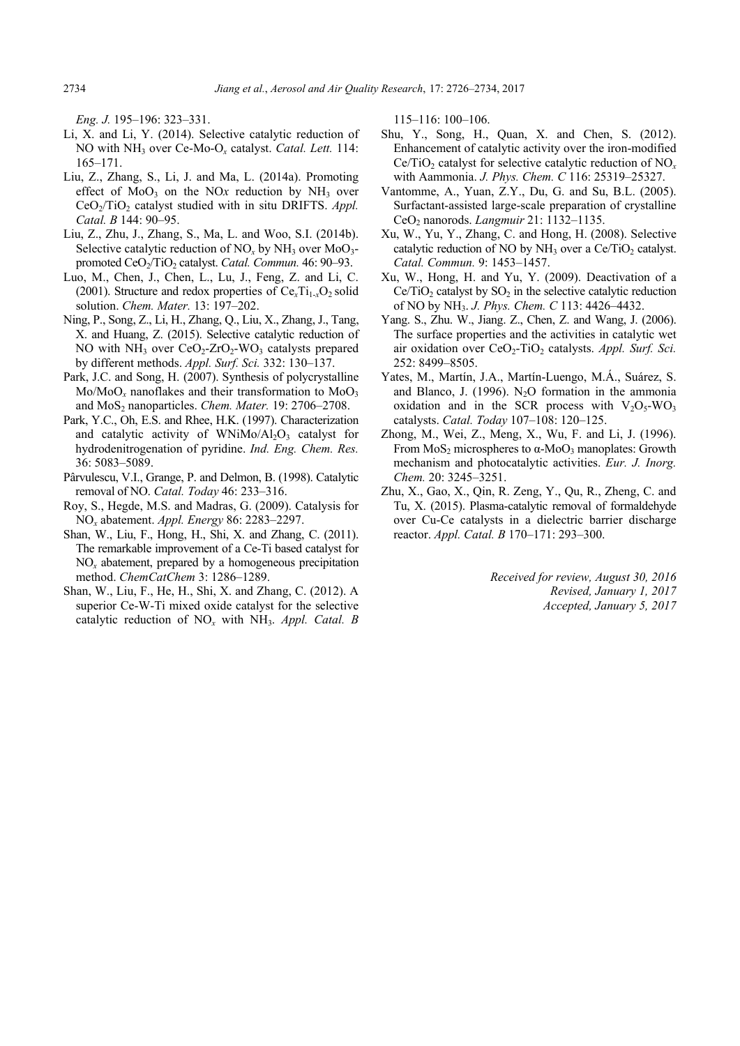*Eng. J.* 195–196: 323–331.

Li, X. and Li, Y. (2014). Selective catalytic reduction of NO with $NH_3$ over Ce-Mo-$O_x$ catalyst. *Catal. Lett.* 114: 165–171.

Liu, Z., Zhang, S., Li, J. and Ma, L. (2014a). Promoting effect of $MoO_3$ on the NO*x* reduction by $NH_3$ over $CeO_2/TiO_2$ catalyst studied with in situ DRIFTS. *Appl. Catal. B* 144: 90–95.

Liu, Z., Zhu, J., Zhang, S., Ma, L. and Woo, S.I. (2014b). Selective catalytic reduction of $NO_x$ by $NH_3$ over $MoO_3$-promoted $CeO_2/TiO_2$ catalyst. *Catal. Commun.* 46: 90–93.

Luo, M., Chen, J., Chen, L., Lu, J., Feng, Z. and Li, C. (2001). Structure and redox properties of $Ce_xTi_{1-x}O_2$ solid solution. *Chem. Mater.* 13: 197–202.

Ning, P., Song, Z., Li, H., Zhang, Q., Liu, X., Zhang, J., Tang, X. and Huang, Z. (2015). Selective catalytic reduction of NO with $NH_3$ over $CeO_2$-$ZrO_2$-$WO_3$ catalysts prepared by different methods. *Appl. Surf. Sci.* 332: 130–137.

Park, J.C. and Song, H. (2007). Synthesis of polycrystalline Mo/$MoO_x$ nanoflakes and their transformation to $MoO_3$ and $MoS_2$ nanoparticles. *Chem. Mater.* 19: 2706–2708.

Park, Y.C., Oh, E.S. and Rhee, H.K. (1997). Characterization and catalytic activity of WNiMo/$Al_2O_3$ catalyst for hydrodenitrogenation of pyridine. *Ind. Eng. Chem. Res.* 36: 5083–5089.

Pârvulescu, V.I., Grange, P. and Delmon, B. (1998). Catalytic removal of NO. *Catal. Today* 46: 233–316.

Roy, S., Hegde, M.S. and Madras, G. (2009). Catalysis for $NO_x$ abatement. *Appl. Energy* 86: 2283–2297.

Shan, W., Liu, F., Hong, H., Shi, X. and Zhang, C. (2011). The remarkable improvement of a Ce-Ti based catalyst for $NO_x$ abatement, prepared by a homogeneous precipitation method. *ChemCatChem* 3: 1286–1289.

Shan, W., Liu, F., He, H., Shi, X. and Zhang, C. (2012). A superior Ce-W-Ti mixed oxide catalyst for the selective catalytic reduction of $NO_x$ with $NH_3$. *Appl. Catal. B* 115–116: 100–106.

Shu, Y., Song, H., Quan, X. and Chen, S. (2012). Enhancement of catalytic activity over the iron-modified $Ce/TiO_2$ catalyst for selective catalytic reduction of $NO_x$ with Aammonia. *J. Phys. Chem. C* 116: 25319–25327.

Vantomme, A., Yuan, Z.Y., Du, G. and Su, B.L. (2005). Surfactant-assisted large-scale preparation of crystalline $CeO_2$ nanorods. *Langmuir* 21: 1132–1135.

Xu, W., Yu, Y., Zhang, C. and Hong, H. (2008). Selective catalytic reduction of NO by $NH_3$ over a $Ce/TiO_2$ catalyst. *Catal. Commun.* 9: 1453–1457.

Xu, W., Hong, H. and Yu, Y. (2009). Deactivation of a $Ce/TiO_2$ catalyst by $SO_2$ in the selective catalytic reduction of NO by $NH_3$. *J. Phys. Chem. C* 113: 4426–4432.

Yang. S., Zhu. W., Jiang. Z., Chen, Z. and Wang, J. (2006). The surface properties and the activities in catalytic wet air oxidation over $CeO_2$-$TiO_2$ catalysts. *Appl. Surf. Sci.* 252: 8499–8505.

Yates, M., Martín, J.A., Martín-Luengo, M.Á., Suárez, S. and Blanco, J. (1996). $N_2O$ formation in the ammonia oxidation and in the SCR process with $V_2O_5$-$WO_3$ catalysts. *Catal. Today* 107–108: 120–125.

Zhong, M., Wei, Z., Meng, X., Wu, F. and Li, J. (1996). From $MoS_2$ microspheres to α-$MoO_3$ manoplates: Growth mechanism and photocatalytic activities. *Eur. J. Inorg. Chem.* 20: 3245–3251.

Zhu, X., Gao, X., Qin, R. Zeng, Y., Qu, R., Zheng, C. and Tu, X. (2015). Plasma-catalytic removal of formaldehyde over Cu-Ce catalysts in a dielectric barrier discharge reactor. *Appl. Catal. B* 170–171: 293–300.

*Received for review, August 30, 2016*
*Revised, January 1, 2017*
*Accepted, January 5, 2017*